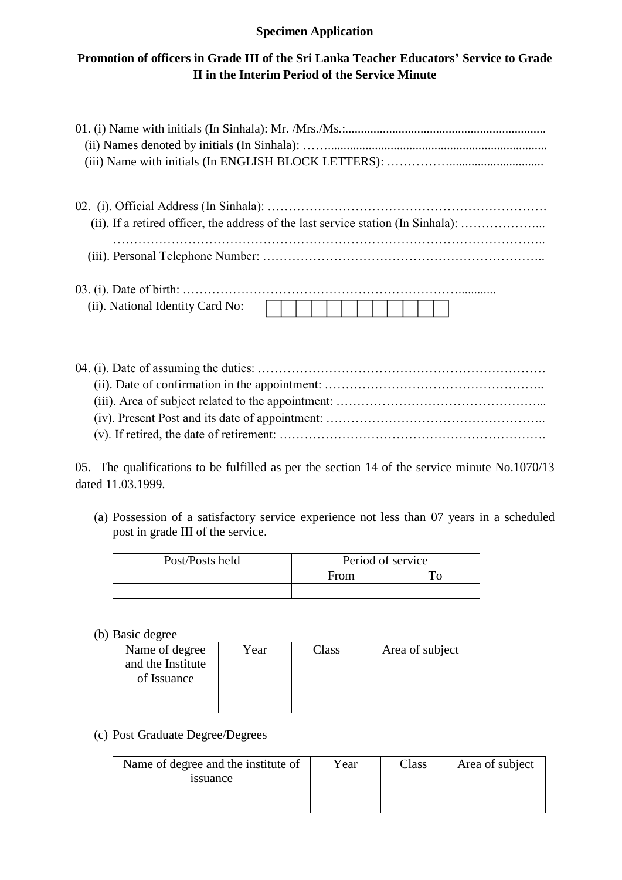**Specimen Application**

**Promotion of officers in Grade III of the Sri Lanka Teacher Educators' Service to Grade II in the Interim Period of the Service Minute**

01. (i) Name with initials (In Sinhala): Mr. /Mrs./Ms.:................................................................
   (ii) Names denoted by initials (In Sinhala): ……......................................................................
   (iii) Name with initials (In ENGLISH BLOCK LETTERS): ……………..............................

02. (i). Official Address (In Sinhala): …………………………………………………………
   (ii). If a retired officer, the address of the last service station (In Sinhala): ………………...
   …………………………………………………………………………………………..
   (iii). Personal Telephone Number: ………………………………………………………..

03. (i). Date of birth: ……………………………………………………………............
   (ii). National Identity Card No:

| | | | | | | | | | | | |
|---|---|---|---|---|---|---|---|---|---|---|---|
| | | | | | | | | | | | |

04. (i). Date of assuming the duties: ……………………………………………………………
   (ii). Date of confirmation in the appointment: ……………………………………………..
   (iii). Area of subject related to the appointment: …………………………………………...
   (iv). Present Post and its date of appointment: ……………………………………………..
   (v). If retired, the date of retirement: ……………………………………………………….

05. The qualifications to be fulfilled as per the section 14 of the service minute No.1070/13 dated 11.03.1999.

(a) Possession of a satisfactory service experience not less than 07 years in a scheduled post in grade III of the service.

| Post/Posts held | Period of service | |
|---|---|---|
| | From | To |
| | | |

(b) Basic degree

| Name of degree and the Institute of Issuance | Year | Class | Area of subject |
|---|---|---|---|
| | | | |

(c) Post Graduate Degree/Degrees

| Name of degree and the institute of issuance | Year | Class | Area of subject |
|---|---|---|---|
| | | | |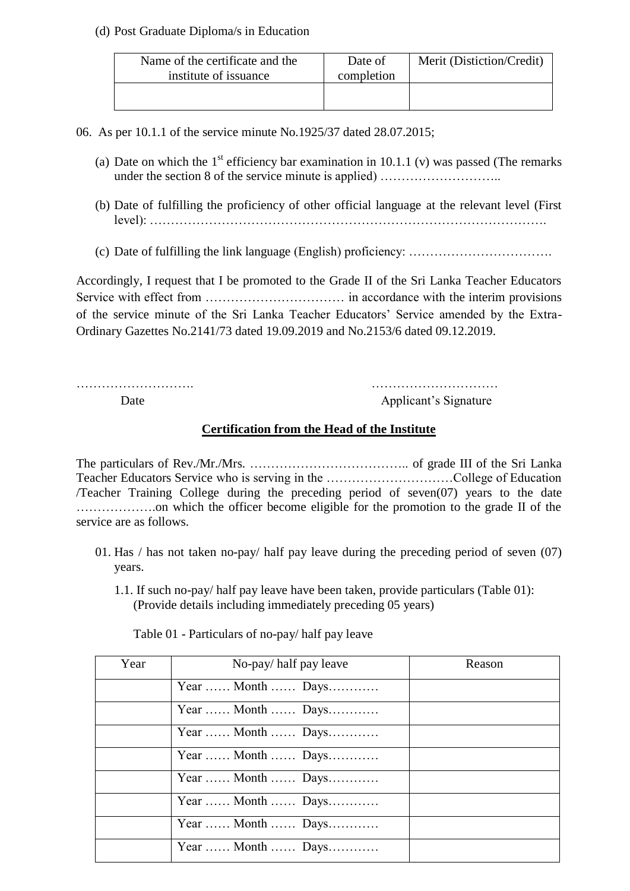(d) Post Graduate Diploma/s in Education

| Name of the certificate and the institute of issuance | Date of completion | Merit (Distiction/Credit) |
|---|---|---|
| | | |

06. As per 10.1.1 of the service minute No.1925/37 dated 28.07.2015;

(a) Date on which the 1st efficiency bar examination in 10.1.1 (v) was passed (The remarks under the section 8 of the service minute is applied) ………………………..

(b) Date of fulfilling the proficiency of other official language at the relevant level (First level): …………………………………………………………………………………….

(c) Date of fulfilling the link language (English) proficiency: …………………………….

Accordingly, I request that I be promoted to the Grade II of the Sri Lanka Teacher Educators Service with effect from …………………………… in accordance with the interim provisions of the service minute of the Sri Lanka Teacher Educators' Service amended by the Extra-Ordinary Gazettes No.2141/73 dated 19.09.2019 and No.2153/6 dated 09.12.2019.

……………………….. ………………………… 
Date Applicant's Signature

**Certification from the Head of the Institute**

The particulars of Rev./Mr./Mrs. ……………………………….. of grade III of the Sri Lanka Teacher Educators Service who is serving in the …………………………College of Education /Teacher Training College during the preceding period of seven(07) years to the date ……………….on which the officer become eligible for the promotion to the grade II of the service are as follows.

01. Has / has not taken no-pay/ half pay leave during the preceding period of seven (07) years.

   1.1. If such no-pay/ half pay leave have been taken, provide particulars (Table 01): (Provide details including immediately preceding 05 years)

Table 01 - Particulars of no-pay/ half pay leave

| Year | No-pay/ half pay leave | Reason |
|---|---|---|
| | Year …… Month …… Days………… | |
| | Year …… Month …… Days………… | |
| | Year …… Month …… Days………… | |
| | Year …… Month …… Days………… | |
| | Year …… Month …… Days………… | |
| | Year …… Month …… Days………… | |
| | Year …… Month …… Days………… | |
| | Year …… Month …… Days………… | |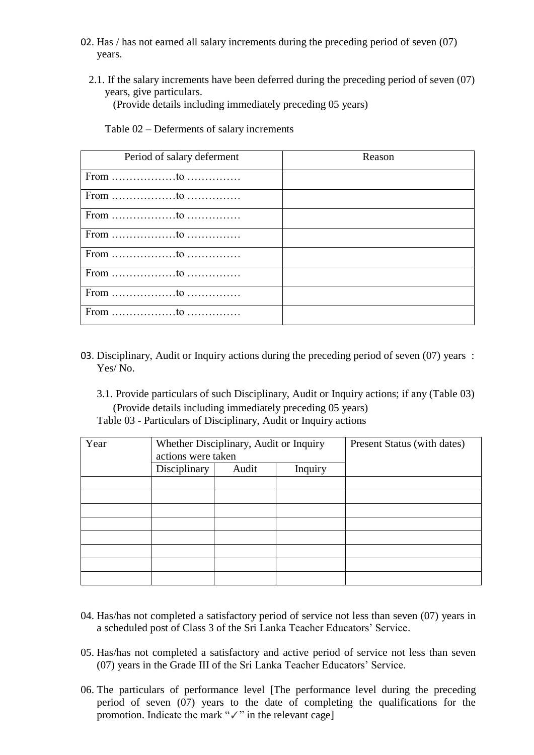02. Has / has not earned all salary increments during the preceding period of seven (07) years.

2.1. If the salary increments have been deferred during the preceding period of seven (07) years, give particulars.
(Provide details including immediately preceding 05 years)

Table 02 – Deferments of salary increments

| Period of salary deferment | Reason |
|---|---|
| From ………………to …………… | |
| From ………………to …………… | |
| From ………………to …………… | |
| From ………………to …………… | |
| From ………………to …………… | |
| From ………………to …………… | |
| From ………………to …………… | |
| From ………………to …………… | |

03. Disciplinary, Audit or Inquiry actions during the preceding period of seven (07) years : Yes/ No.

3.1. Provide particulars of such Disciplinary, Audit or Inquiry actions; if any (Table 03)
(Provide details including immediately preceding 05 years)

Table 03 - Particulars of Disciplinary, Audit or Inquiry actions

| Year | Whether Disciplinary, Audit or Inquiry actions were taken | | | Present Status (with dates) |
|---|---|---|---|---|
| | Disciplinary | Audit | Inquiry | |
| | | | | |
| | | | | |
| | | | | |
| | | | | |
| | | | | |
| | | | | |
| | | | | |
| | | | | |

04. Has/has not completed a satisfactory period of service not less than seven (07) years in a scheduled post of Class 3 of the Sri Lanka Teacher Educators' Service.

05. Has/has not completed a satisfactory and active period of service not less than seven (07) years in the Grade III of the Sri Lanka Teacher Educators' Service.

06. The particulars of performance level [The performance level during the preceding period of seven (07) years to the date of completing the qualifications for the promotion. Indicate the mark "✓" in the relevant cage]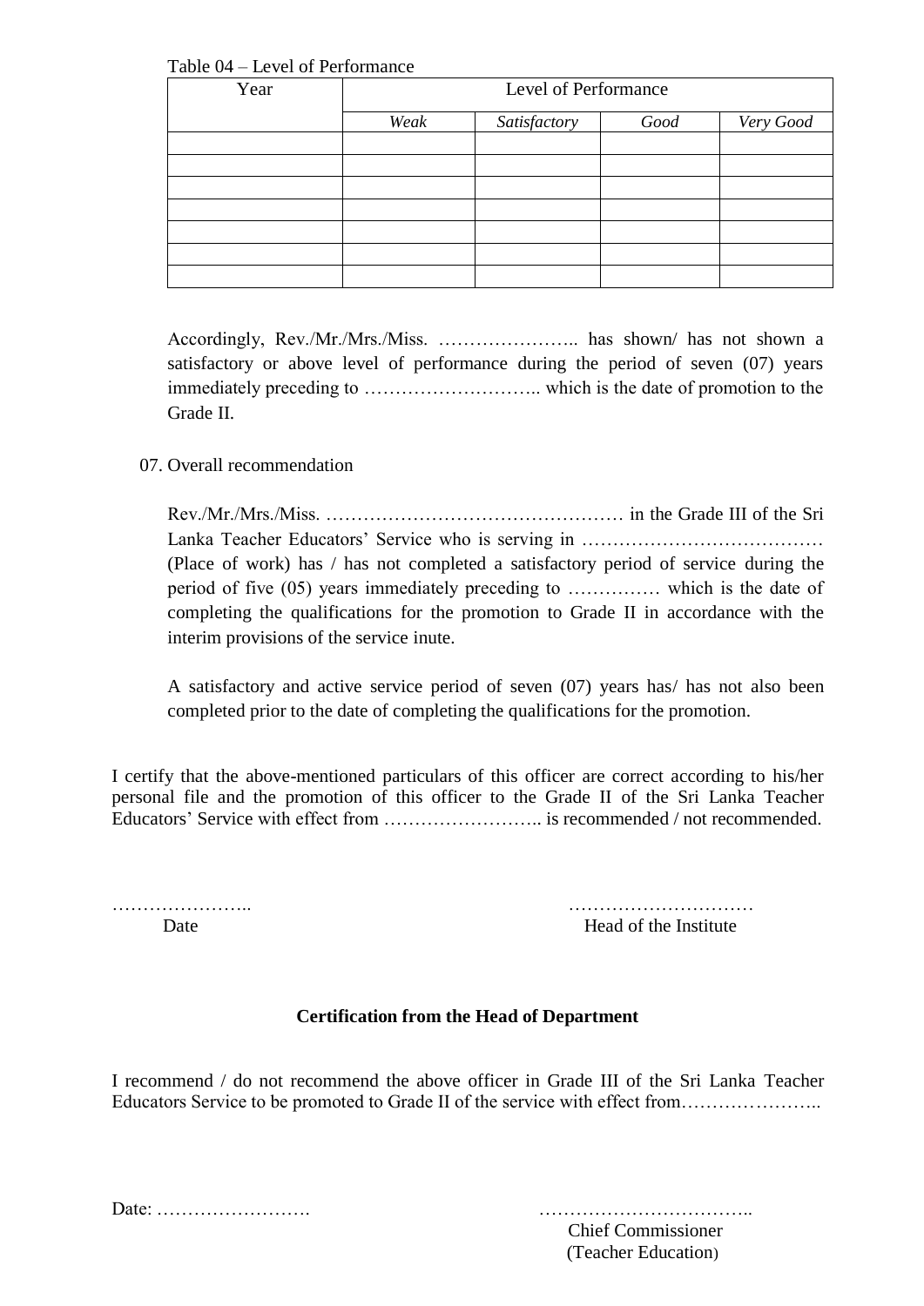Table 04 – Level of Performance

| Year | Level of Performance | | | |
|---|---|---|---|---|
| | *Weak* | *Satisfactory* | *Good* | *Very Good* |
| | | | | |
| | | | | |
| | | | | |
| | | | | |
| | | | | |
| | | | | |
| | | | | |

Accordingly, Rev./Mr./Mrs./Miss. ………………….. has shown/ has not shown a satisfactory or above level of performance during the period of seven (07) years immediately preceding to ……………………….. which is the date of promotion to the Grade II.

07. Overall recommendation

Rev./Mr./Mrs./Miss. ………………………………………… in the Grade III of the Sri Lanka Teacher Educators' Service who is serving in ………………………………… (Place of work) has / has not completed a satisfactory period of service during the period of five (05) years immediately preceding to …………… which is the date of completing the qualifications for the promotion to Grade II in accordance with the interim provisions of the service inute.

A satisfactory and active service period of seven (07) years has/ has not also been completed prior to the date of completing the qualifications for the promotion.

I certify that the above-mentioned particulars of this officer are correct according to his/her personal file and the promotion of this officer to the Grade II of the Sri Lanka Teacher Educators' Service with effect from …………………….. is recommended / not recommended.

………………….. ………………………… 
Date Head of the Institute

**Certification from the Head of Department**

I recommend / do not recommend the above officer in Grade III of the Sri Lanka Teacher Educators Service to be promoted to Grade II of the service with effect from…………………..

Date: ……………………. ……………………………..

Chief Commissioner
(Teacher Education)